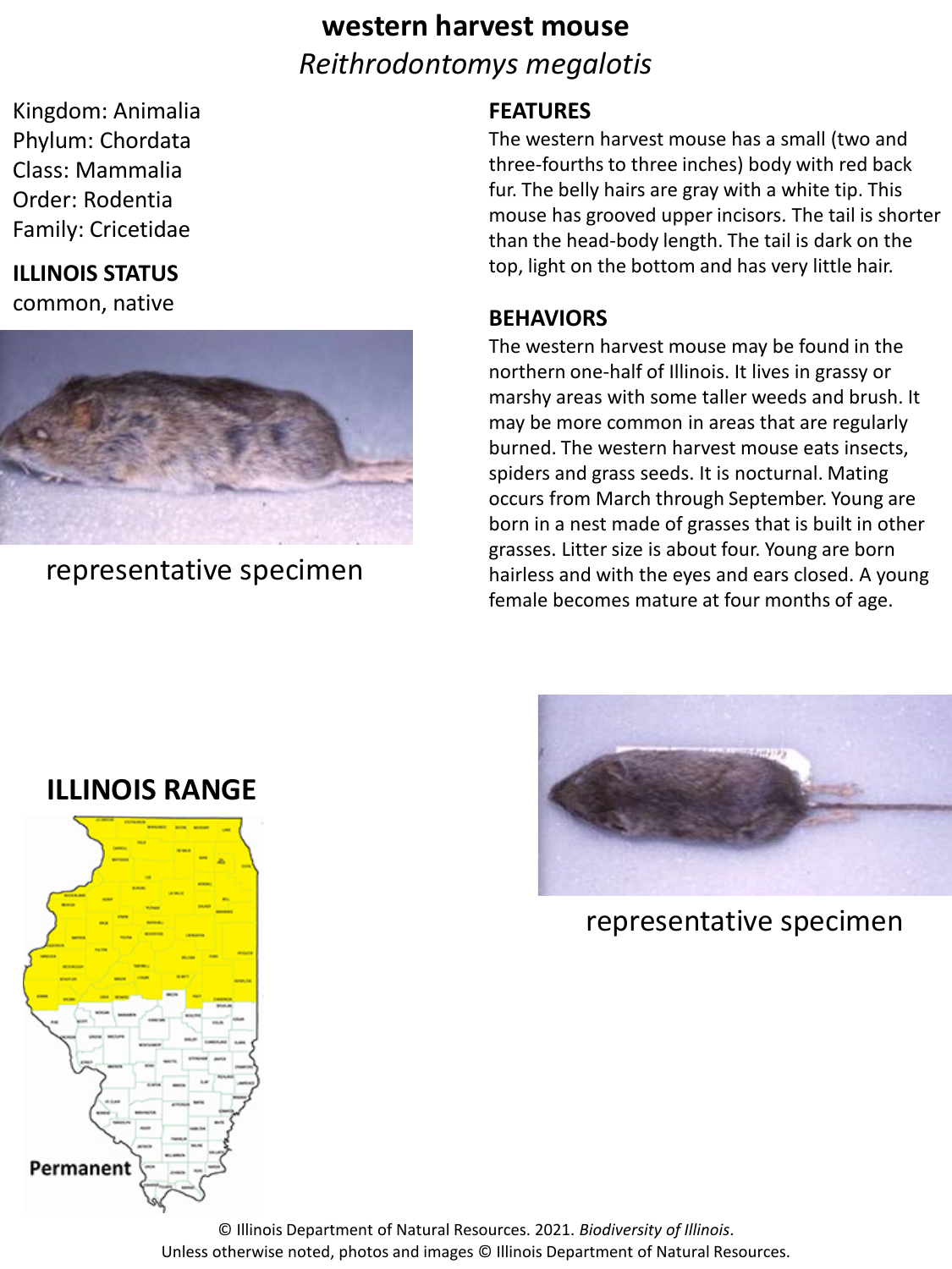# western harvest mouse

*Reithrodontomys megalotis*

Kingdom: Animalia
Phylum: Chordata
Class: Mammalia
Order: Rodentia
Family: Cricetidae

**ILLINOIS STATUS**

common, native

representative specimen

## FEATURES

The western harvest mouse has a small (two and three-fourths to three inches) body with red back fur. The belly hairs are gray with a white tip. This mouse has grooved upper incisors. The tail is shorter than the head-body length. The tail is dark on the top, light on the bottom and has very little hair.

## BEHAVIORS

The western harvest mouse may be found in the northern one-half of Illinois. It lives in grassy or marshy areas with some taller weeds and brush. It may be more common in areas that are regularly burned. The western harvest mouse eats insects, spiders and grass seeds. It is nocturnal. Mating occurs from March through September. Young are born in a nest made of grasses that is built in other grasses. Litter size is about four. Young are born hairless and with the eyes and ears closed. A young female becomes mature at four months of age.

## ILLINOIS RANGE

Permanent

representative specimen

© Illinois Department of Natural Resources. 2021. *Biodiversity of Illinois*.
Unless otherwise noted, photos and images © Illinois Department of Natural Resources.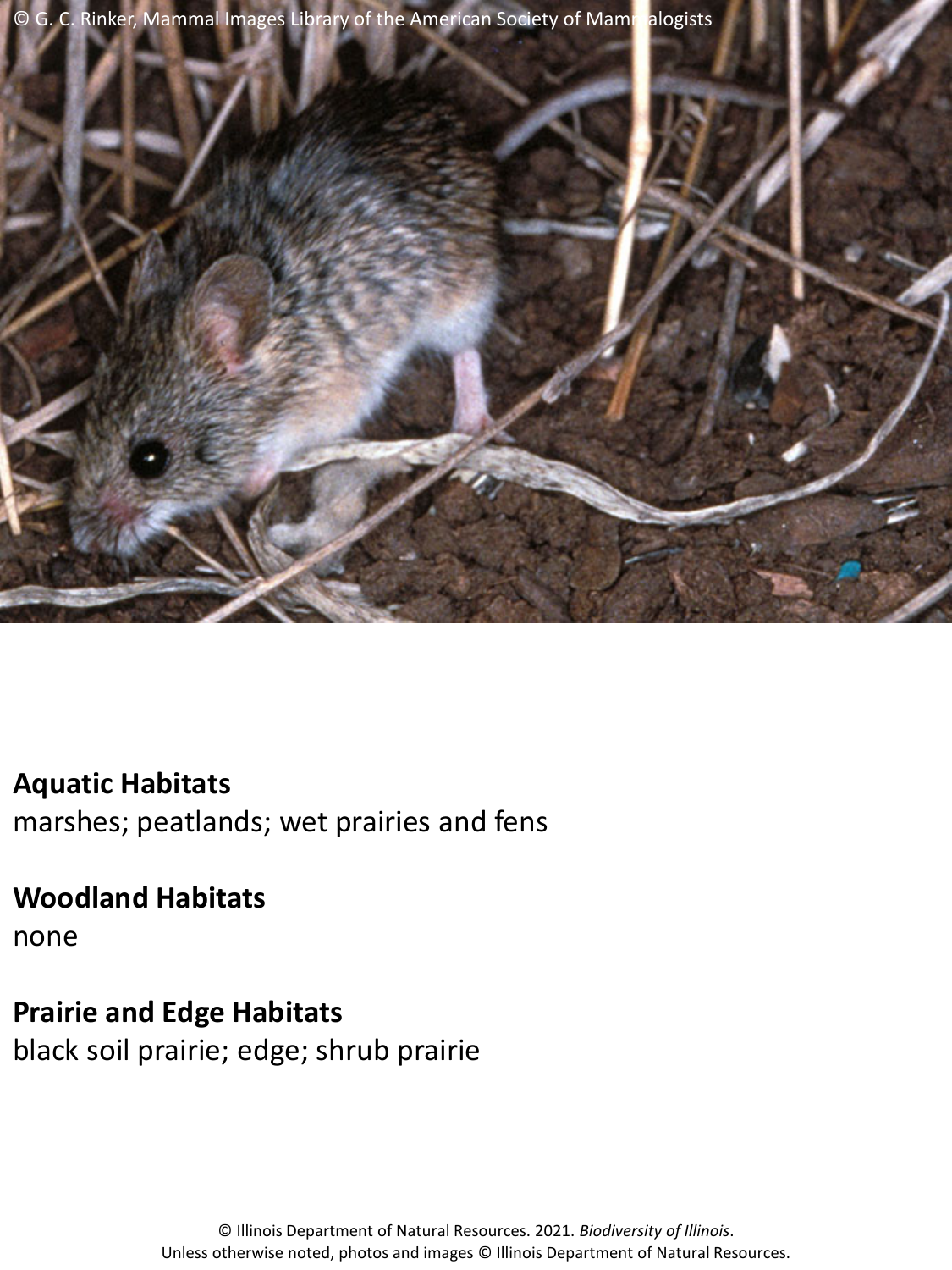© G. C. Rinker, Mammal Images Library of the American Society of Mammalogists

**Aquatic Habitats**
marshes; peatlands; wet prairies and fens

**Woodland Habitats**
none

**Prairie and Edge Habitats**
black soil prairie; edge; shrub prairie

© Illinois Department of Natural Resources. 2021. *Biodiversity of Illinois*.
Unless otherwise noted, photos and images © Illinois Department of Natural Resources.